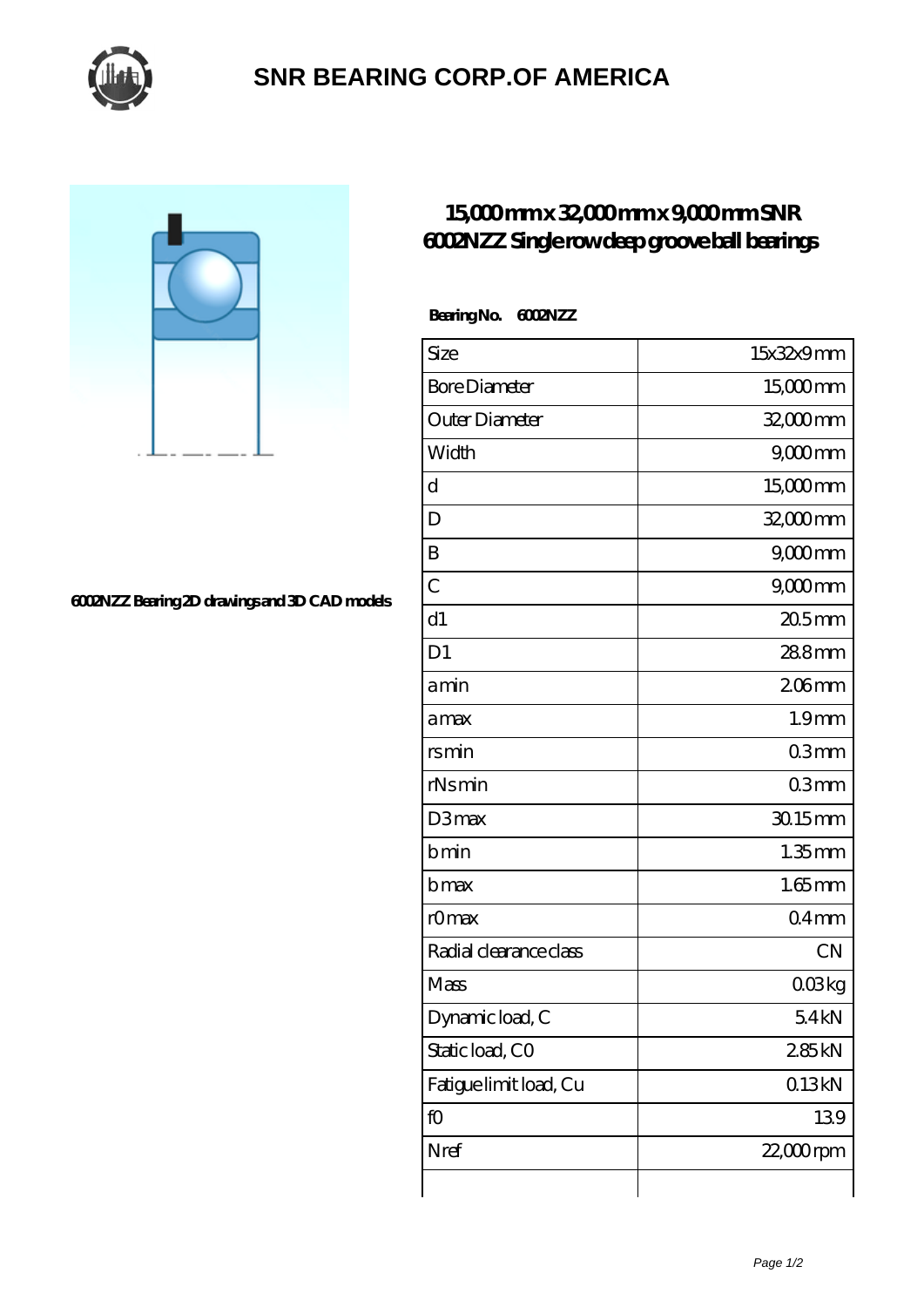# SNR BEARING CORP.OF AMERICA

## 15,000 mm x 32,000 mm x 9,000 mm SNR 6002NZZ Single row deep groove ball bearings

6002NZZ Bearing 2D drawings and 3D CAD models

**Bearing No.** 6002NZZ

| Size | 15x32x9 mm |
|---|---|
| Bore Diameter | 15,000 mm |
| Outer Diameter | 32,000 mm |
| Width | 9,000 mm |
| d | 15,000 mm |
| D | 32,000 mm |
| B | 9,000 mm |
| C | 9,000 mm |
| d1 | 20.5 mm |
| D1 | 28.8 mm |
| a min | 2.06 mm |
| a max | 1.9 mm |
| rs min | 0.3 mm |
| rNs min | 0.3 mm |
| D3 max | 30.15 mm |
| b min | 1.35 mm |
| b max | 1.65 mm |
| r0 max | 0.4 mm |
| Radial clearance class | CN |
| Mass | 0.03 kg |
| Dynamic load, C | 5.4 kN |
| Static load, C0 | 2.85 kN |
| Fatigue limit load, Cu | 0.13 kN |
| f0 | 13.9 |
| Nref | 22,000 rpm |
| | |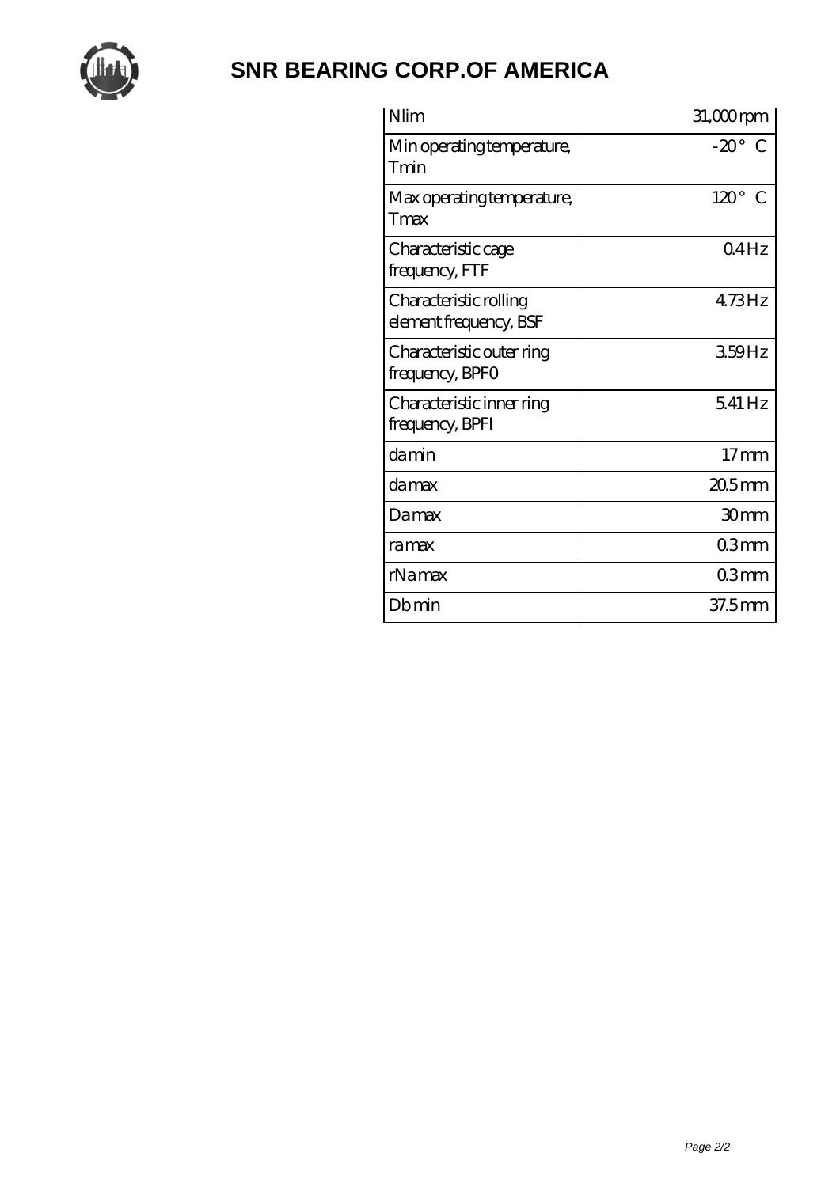# SNR BEARING CORP.OF AMERICA

| | |
|---|---|
| Nlim | 31,000 rpm |
| Min operating temperature, Tmin | -20° C |
| Max operating temperature, Tmax | 120° C |
| Characteristic cage frequency, FTF | 0.4 Hz |
| Characteristic rolling element frequency, BSF | 4.73 Hz |
| Characteristic outer ring frequency, BPFO | 3.59 Hz |
| Characteristic inner ring frequency, BPFI | 5.41 Hz |
| da min | 17 mm |
| da max | 20.5 mm |
| Da max | 30 mm |
| ra max | 0.3 mm |
| rNa max | 0.3 mm |
| Db min | 37.5 mm |